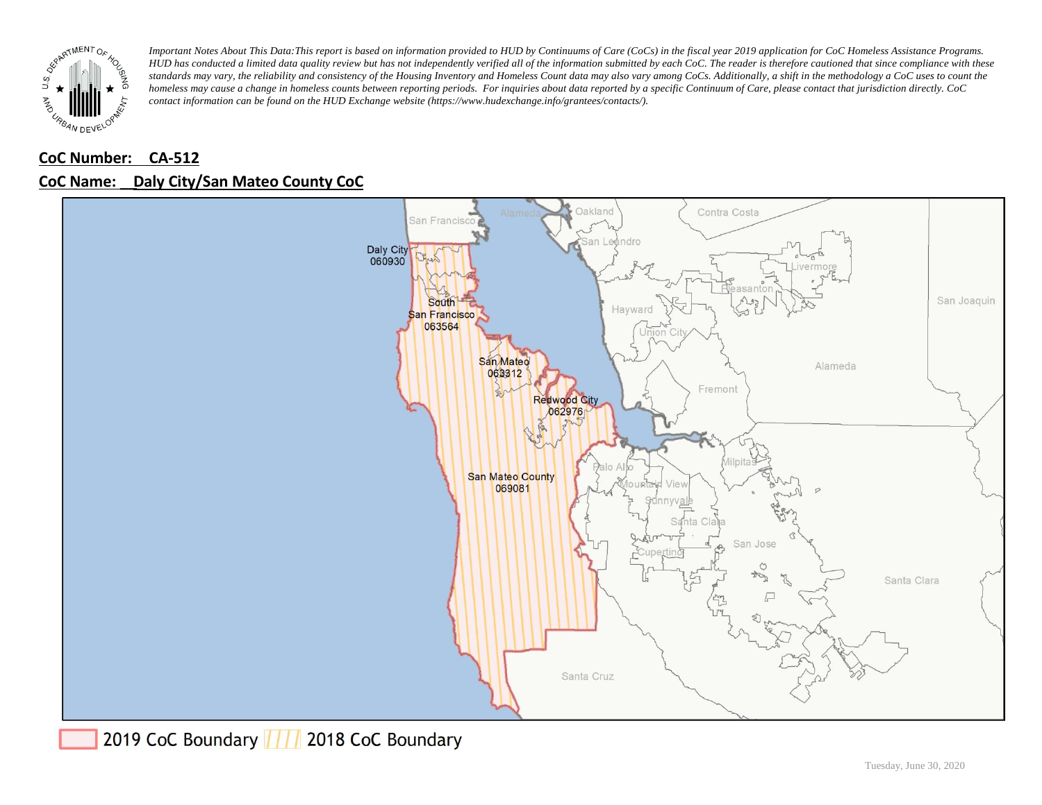*Important Notes About This Data: This report is based on information provided to HUD by Continuums of Care (CoCs) in the fiscal year 2019 application for CoC Homeless Assistance Programs. HUD has conducted a limited data quality review but has not independently verified all of the information submitted by each CoC. The reader is therefore cautioned that since compliance with these standards may vary, the reliability and consistency of the Housing Inventory and Homeless Count data may also vary among CoCs. Additionally, a shift in the methodology a CoC uses to count the homeless may cause a change in homeless counts between reporting periods. For inquiries about data reported by a specific Continuum of Care, please contact that jurisdiction directly. CoC contact information can be found on the HUD Exchange website (https://www.hudexchange.info/grantees/contacts/).*

**CoC Number: CA-512**

**CoC Name: Daly City/San Mateo County CoC**

2019 CoC Boundary | 2018 CoC Boundary

Tuesday, June 30, 2020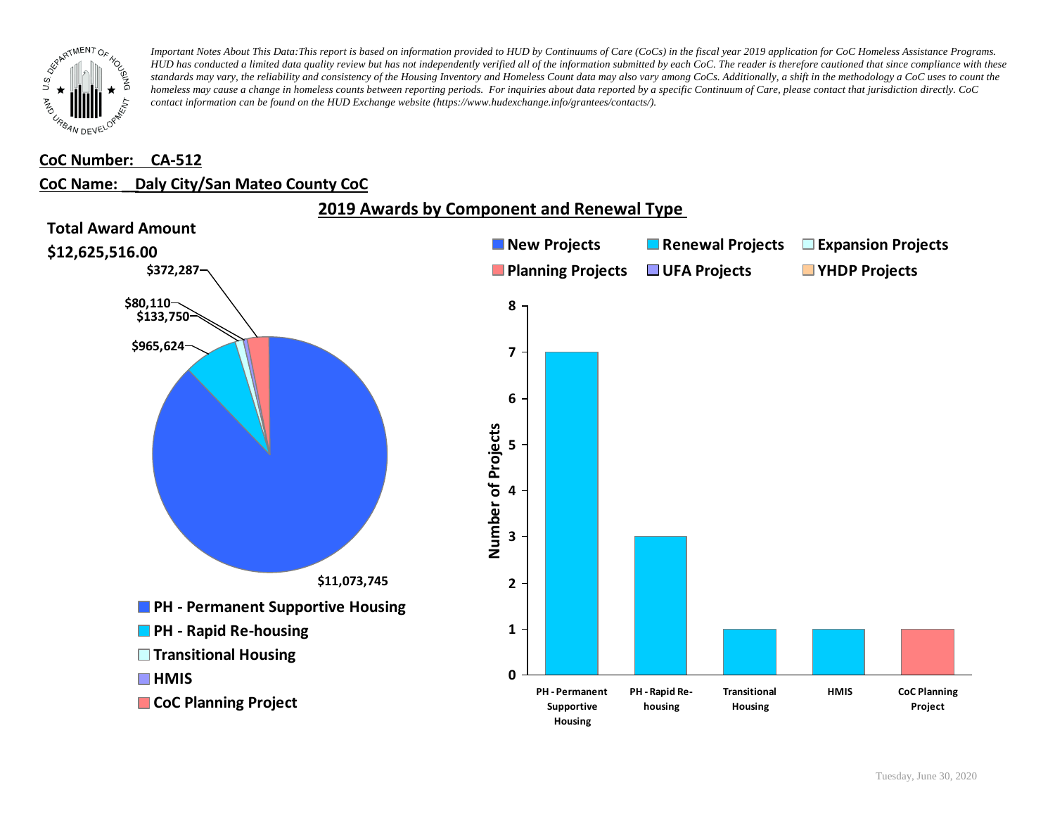*Important Notes About This Data:This report is based on information provided to HUD by Continuums of Care (CoCs) in the fiscal year 2019 application for CoC Homeless Assistance Programs. HUD has conducted a limited data quality review but has not independently verified all of the information submitted by each CoC. The reader is therefore cautioned that since compliance with these standards may vary, the reliability and consistency of the Housing Inventory and Homeless Count data may also vary among CoCs. Additionally, a shift in the methodology a CoC uses to count the homeless may cause a change in homeless counts between reporting periods. For inquiries about data reported by a specific Continuum of Care, please contact that jurisdiction directly. CoC contact information can be found on the HUD Exchange website (https://www.hudexchange.info/grantees/contacts/).*

**CoC Number: CA-512**

**CoC Name: Daly City/San Mateo County CoC**

## 2019 Awards by Component and Renewal Type

**Total Award Amount**

**$12,625,516.00**

| Component | Award Amount |
| --- | --- |
| PH - Permanent Supportive Housing | $11,073,745 |
| PH - Rapid Re-housing | $965,624 |
| Transitional Housing | $133,750 |
| HMIS | $80,110 |
| CoC Planning Project | $372,287 |

Number of Projects

| Component | New Projects | Renewal Projects | Expansion Projects | Planning Projects | UFA Projects | YHDP Projects |
| --- | --- | --- | --- | --- | --- | --- |
| PH - Permanent Supportive Housing | | 7 | | | | |
| PH - Rapid Re-housing | | 3 | | | | |
| Transitional Housing | | 1 | | | | |
| HMIS | | 1 | | | | |
| CoC Planning Project | | | | 1 | | |

Tuesday, June 30, 2020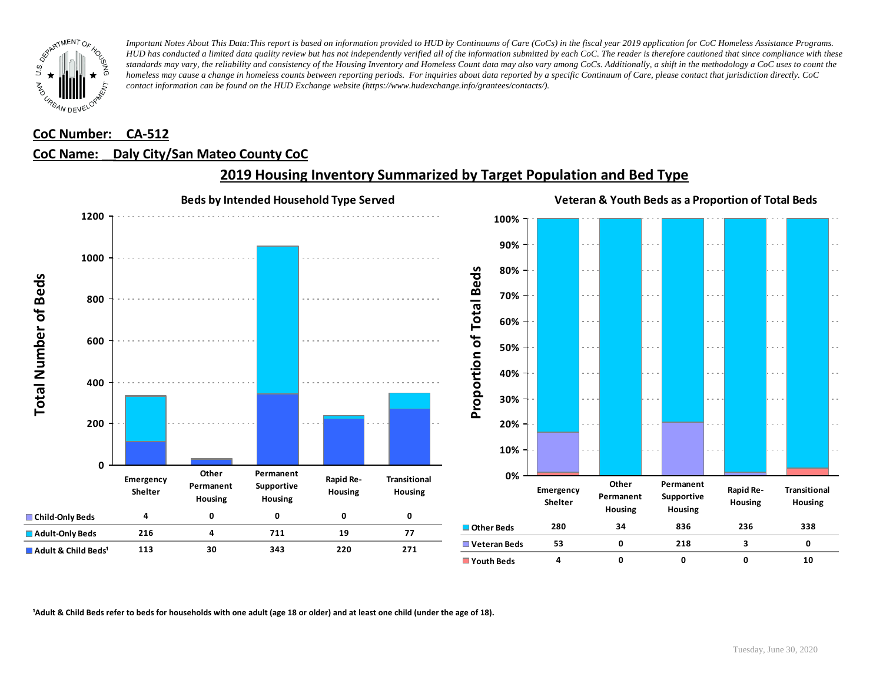*Important Notes About This Data: This report is based on information provided to HUD by Continuums of Care (CoCs) in the fiscal year 2019 application for CoC Homeless Assistance Programs. HUD has conducted a limited data quality review but has not independently verified all of the information submitted by each CoC. The reader is therefore cautioned that since compliance with these standards may vary, the reliability and consistency of the Housing Inventory and Homeless Count data may also vary among CoCs. Additionally, a shift in the methodology a CoC uses to count the homeless may cause a change in homeless counts between reporting periods. For inquiries about data reported by a specific Continuum of Care, please contact that jurisdiction directly. CoC contact information can be found on the HUD Exchange website (https://www.hudexchange.info/grantees/contacts/).*

**CoC Number: CA-512**

**CoC Name: Daly City/San Mateo County CoC**

## 2019 Housing Inventory Summarized by Target Population and Bed Type

### Beds by Intended Household Type Served

| | Emergency Shelter | Other Permanent Housing | Permanent Supportive Housing | Rapid Re-Housing | Transitional Housing |
|---|---|---|---|---|---|
| Child-Only Beds | 4 | 0 | 0 | 0 | 0 |
| Adult-Only Beds | 216 | 4 | 711 | 19 | 77 |
| Adult & Child Beds[1] | 113 | 30 | 343 | 220 | 271 |

### Veteran & Youth Beds as a Proportion of Total Beds

| | Emergency Shelter | Other Permanent Housing | Permanent Supportive Housing | Rapid Re-Housing | Transitional Housing |
|---|---|---|---|---|---|
| Other Beds | 280 | 34 | 836 | 236 | 338 |
| Veteran Beds | 53 | 0 | 218 | 3 | 0 |
| Youth Beds | 4 | 0 | 0 | 0 | 10 |

[1]Adult & Child Beds refer to beds for households with one adult (age 18 or older) and at least one child (under the age of 18).

Tuesday, June 30, 2020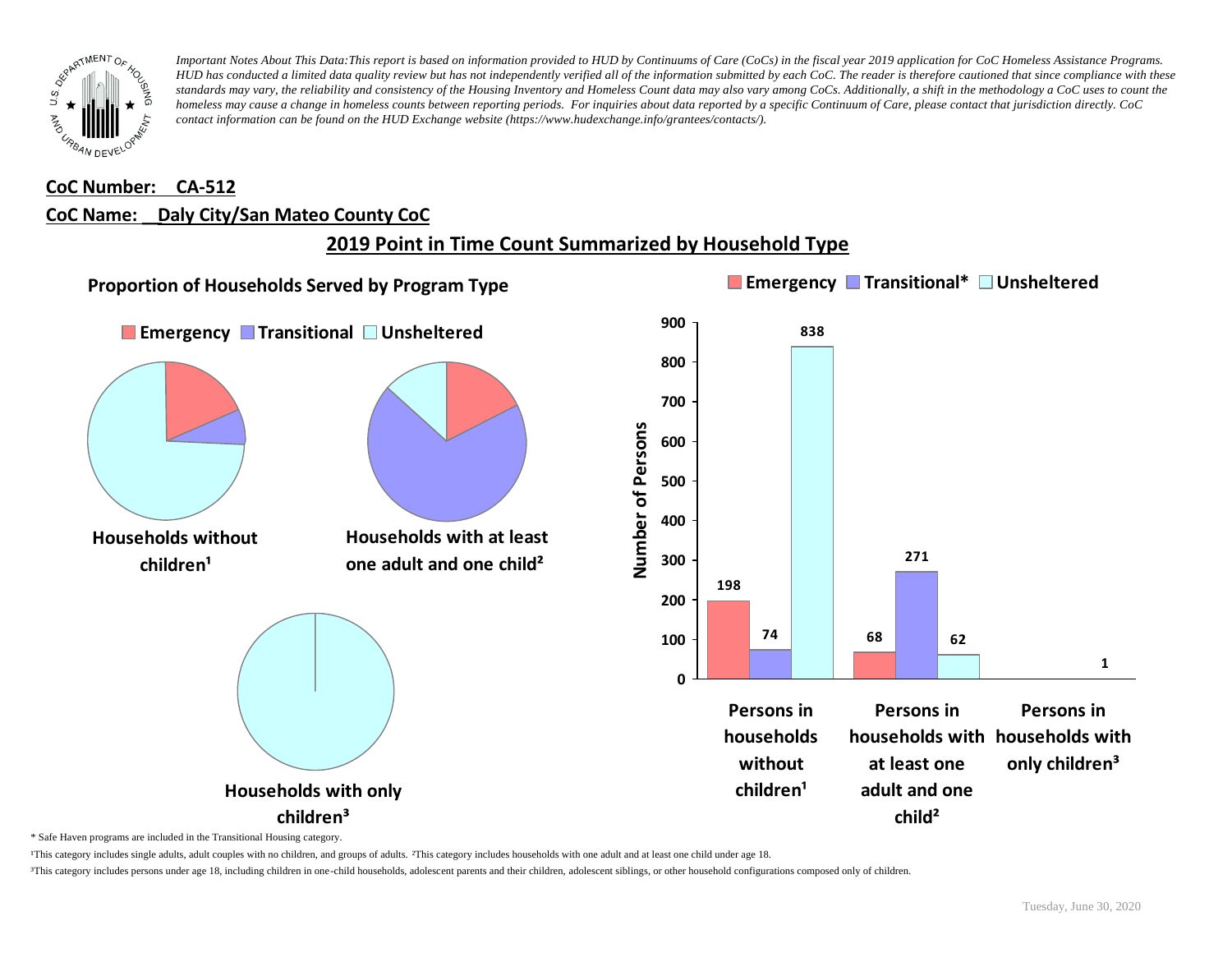*Important Notes About This Data: This report is based on information provided to HUD by Continuums of Care (CoCs) in the fiscal year 2019 application for CoC Homeless Assistance Programs. HUD has conducted a limited data quality review but has not independently verified all of the information submitted by each CoC. The reader is therefore cautioned that since compliance with these standards may vary, the reliability and consistency of the Housing Inventory and Homeless Count data may also vary among CoCs. Additionally, a shift in the methodology a CoC uses to count the homeless may cause a change in homeless counts between reporting periods. For inquiries about data reported by a specific Continuum of Care, please contact that jurisdiction directly. CoC contact information can be found on the HUD Exchange website (https://www.hudexchange.info/grantees/contacts/).*

**CoC Number: CA-512**

**CoC Name: Daly City/San Mateo County CoC**

## 2019 Point in Time Count Summarized by Household Type

### Proportion of Households Served by Program Type

Emergency | Transitional | Unsheltered

Households without children¹

Households with at least one adult and one child²

Households with only children³

Emergency | Transitional* | Unsheltered

| | Emergency | Transitional* | Unsheltered |
|---|---|---|---|
| Persons in households without children¹ | 198 | 74 | 838 |
| Persons in households with at least one adult and one child² | 68 | 271 | 62 |
| Persons in households with only children³ | | | 1 |

\* Safe Haven programs are included in the Transitional Housing category.

¹This category includes single adults, adult couples with no children, and groups of adults. ²This category includes households with one adult and at least one child under age 18.

³This category includes persons under age 18, including children in one-child households, adolescent parents and their children, adolescent siblings, or other household configurations composed only of children.

Tuesday, June 30, 2020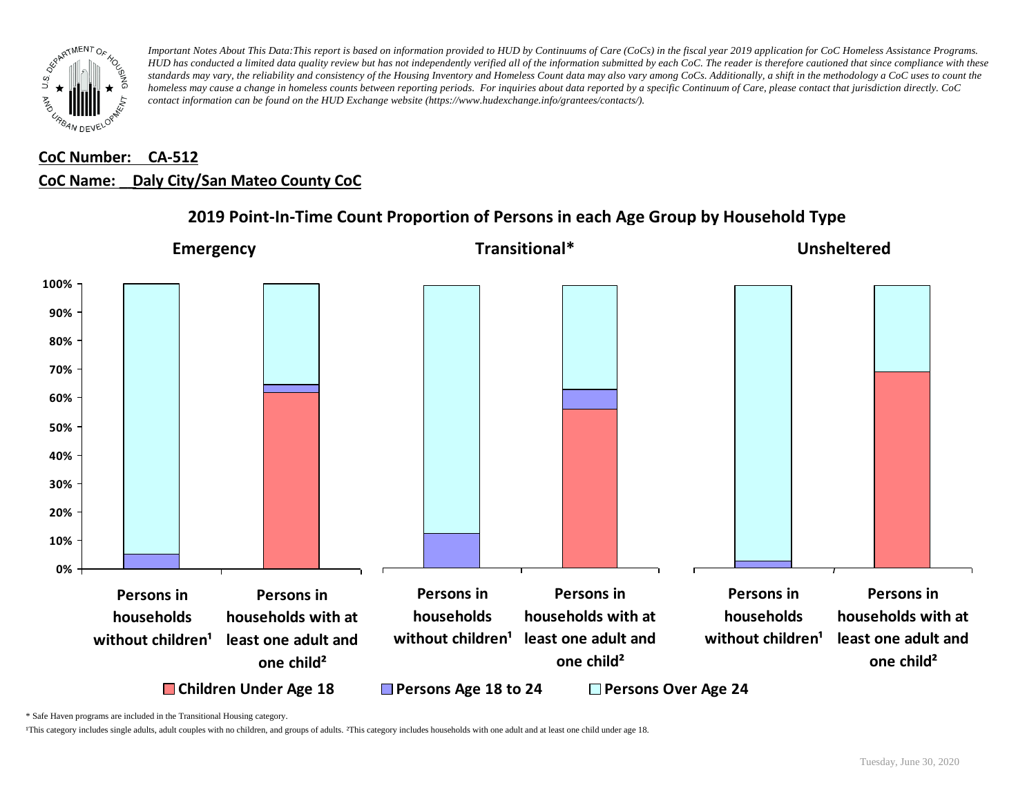*Important Notes About This Data:This report is based on information provided to HUD by Continuums of Care (CoCs) in the fiscal year 2019 application for CoC Homeless Assistance Programs. HUD has conducted a limited data quality review but has not independently verified all of the information submitted by each CoC. The reader is therefore cautioned that since compliance with these standards may vary, the reliability and consistency of the Housing Inventory and Homeless Count data may also vary among CoCs. Additionally, a shift in the methodology a CoC uses to count the homeless may cause a change in homeless counts between reporting periods. For inquiries about data reported by a specific Continuum of Care, please contact that jurisdiction directly. CoC contact information can be found on the HUD Exchange website (https://www.hudexchange.info/grantees/contacts/).*

**CoC Number: CA-512**

**CoC Name: Daly City/San Mateo County CoC**

## 2019 Point-In-Time Count Proportion of Persons in each Age Group by Household Type

**Emergency** | **Transitional*** | **Unsheltered**

Categories: Persons in households without children¹; Persons in households with at least one adult and one child²

Legend: Children Under Age 18; Persons Age 18 to 24; Persons Over Age 24

\* Safe Haven programs are included in the Transitional Housing category.

¹This category includes single adults, adult couples with no children, and groups of adults. ²This category includes households with one adult and at least one child under age 18.

Tuesday, June 30, 2020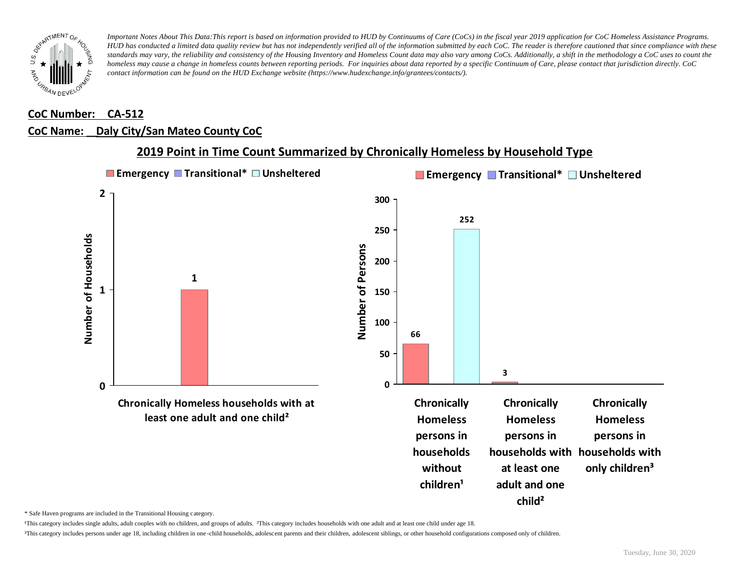*Important Notes About This Data:This report is based on information provided to HUD by Continuums of Care (CoCs) in the fiscal year 2019 application for CoC Homeless Assistance Programs. HUD has conducted a limited data quality review but has not independently verified all of the information submitted by each CoC. The reader is therefore cautioned that since compliance with these standards may vary, the reliability and consistency of the Housing Inventory and Homeless Count data may also vary among CoCs. Additionally, a shift in the methodology a CoC uses to count the homeless may cause a change in homeless counts between reporting periods. For inquiries about data reported by a specific Continuum of Care, please contact that jurisdiction directly. CoC contact information can be found on the HUD Exchange website (https://www.hudexchange.info/grantees/contacts/).*

**CoC Number: CA-512**

**CoC Name: Daly City/San Mateo County CoC**

## 2019 Point in Time Count Summarized by Chronically Homeless by Household Type

**Number of Households**

| | Emergency | Transitional* | Unsheltered |
|---|---|---|---|
| Chronically Homeless households with at least one adult and one child² | 1 | | |

**Number of Persons**

| | Emergency | Transitional* | Unsheltered |
|---|---|---|---|
| Chronically Homeless persons in households without children¹ | 66 | | 252 |
| Chronically Homeless persons in households with at least one adult and one child² | 3 | | |
| Chronically Homeless persons in households with only children³ | | | |

\* Safe Haven programs are included in the Transitional Housing category.

¹This category includes single adults, adult couples with no children, and groups of adults. ²This category includes households with one adult and at least one child under age 18.

³This category includes persons under age 18, including children in one-child households, adolescent parents and their children, adolescent siblings, or other household configurations composed only of children.

Tuesday, June 30, 2020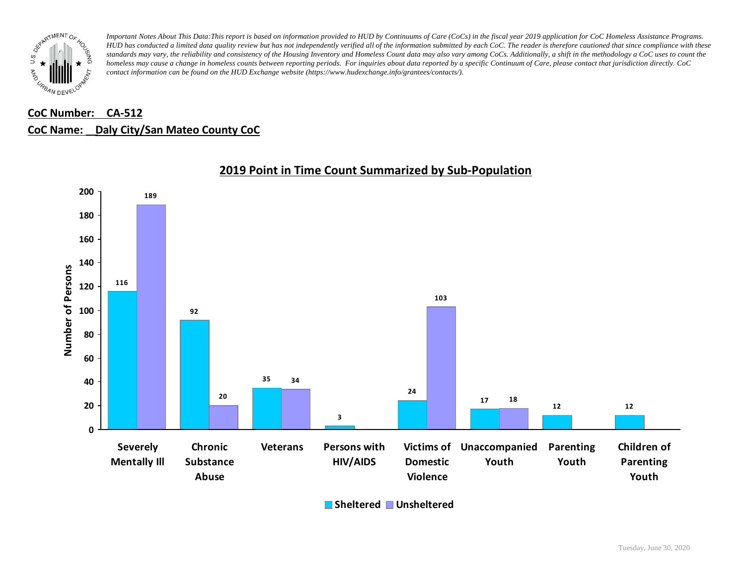*Important Notes About This Data:This report is based on information provided to HUD by Continuums of Care (CoCs) in the fiscal year 2019 application for CoC Homeless Assistance Programs. HUD has conducted a limited data quality review but has not independently verified all of the information submitted by each CoC. The reader is therefore cautioned that since compliance with these standards may vary, the reliability and consistency of the Housing Inventory and Homeless Count data may also vary among CoCs. Additionally, a shift in the methodology a CoC uses to count the homeless may cause a change in homeless counts between reporting periods. For inquiries about data reported by a specific Continuum of Care, please contact that jurisdiction directly. CoC contact information can be found on the HUD Exchange website (https://www.hudexchange.info/grantees/contacts/).*

**CoC Number: CA-512**

**CoC Name: Daly City/San Mateo County CoC**

## 2019 Point in Time Count Summarized by Sub-Population

Number of Persons

0
20
40
60
80
100
120
140
160
180
200

116
189
92
20
35
34
3
24
103
17
18
12
12

Severely Mentally Ill

Chronic Substance Abuse

Veterans

Persons with HIV/AIDS

Victims of Domestic Violence

Unaccompanied Youth

Parenting Youth

Children of Parenting Youth

Sheltered
Unsheltered

Tuesday, June 30, 2020